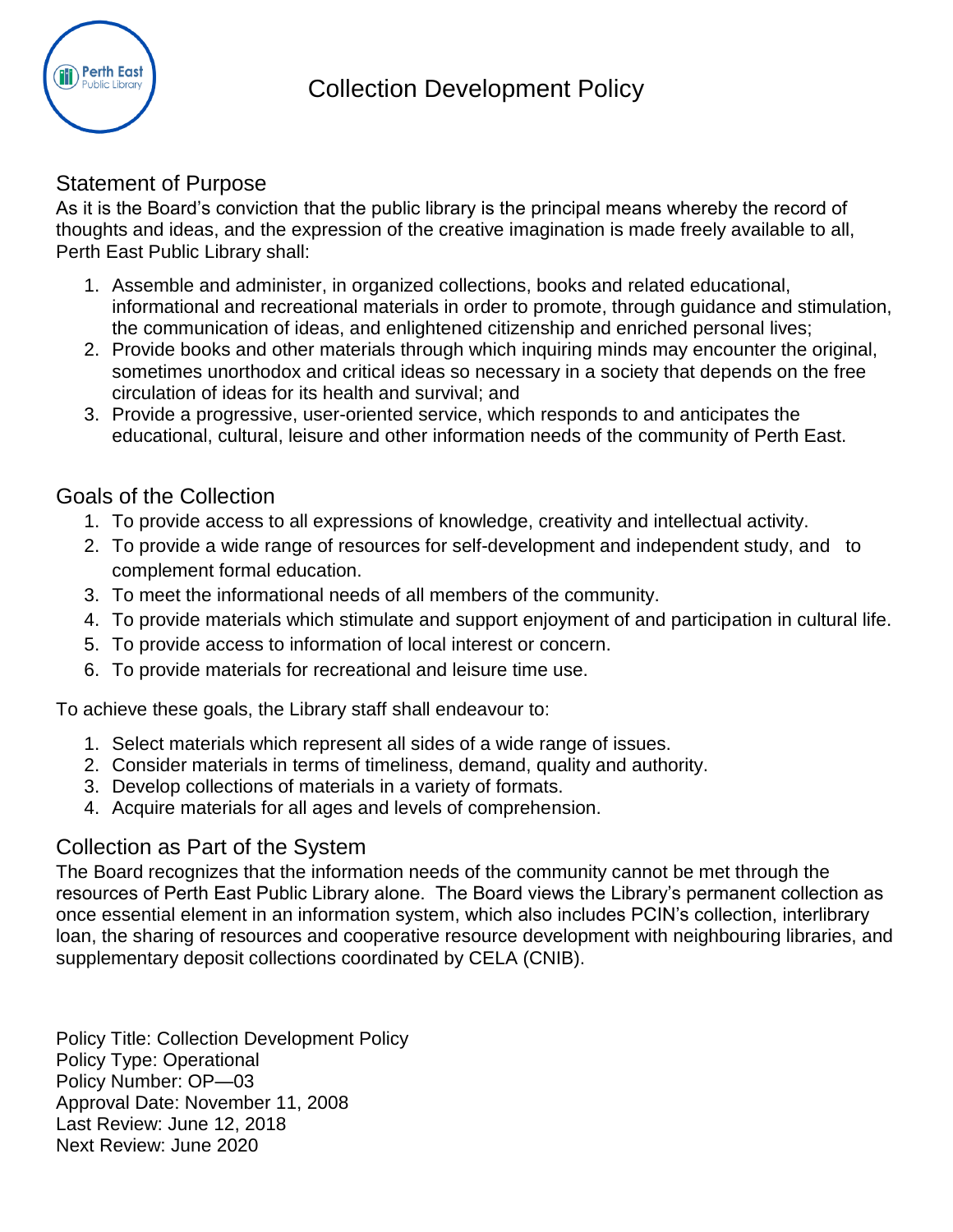# Collection Development Policy

## Statement of Purpose

As it is the Board's conviction that the public library is the principal means whereby the record of thoughts and ideas, and the expression of the creative imagination is made freely available to all, Perth East Public Library shall:

1. Assemble and administer, in organized collections, books and related educational, informational and recreational materials in order to promote, through guidance and stimulation, the communication of ideas, and enlightened citizenship and enriched personal lives;
2. Provide books and other materials through which inquiring minds may encounter the original, sometimes unorthodox and critical ideas so necessary in a society that depends on the free circulation of ideas for its health and survival; and
3. Provide a progressive, user-oriented service, which responds to and anticipates the educational, cultural, leisure and other information needs of the community of Perth East.

## Goals of the Collection

1. To provide access to all expressions of knowledge, creativity and intellectual activity.
2. To provide a wide range of resources for self-development and independent study, and to complement formal education.
3. To meet the informational needs of all members of the community.
4. To provide materials which stimulate and support enjoyment of and participation in cultural life.
5. To provide access to information of local interest or concern.
6. To provide materials for recreational and leisure time use.

To achieve these goals, the Library staff shall endeavour to:

1. Select materials which represent all sides of a wide range of issues.
2. Consider materials in terms of timeliness, demand, quality and authority.
3. Develop collections of materials in a variety of formats.
4. Acquire materials for all ages and levels of comprehension.

## Collection as Part of the System

The Board recognizes that the information needs of the community cannot be met through the resources of Perth East Public Library alone. The Board views the Library's permanent collection as once essential element in an information system, which also includes PCIN's collection, interlibrary loan, the sharing of resources and cooperative resource development with neighbouring libraries, and supplementary deposit collections coordinated by CELA (CNIB).

Policy Title: Collection Development Policy
Policy Type: Operational
Policy Number: OP—03
Approval Date: November 11, 2008
Last Review: June 12, 2018
Next Review: June 2020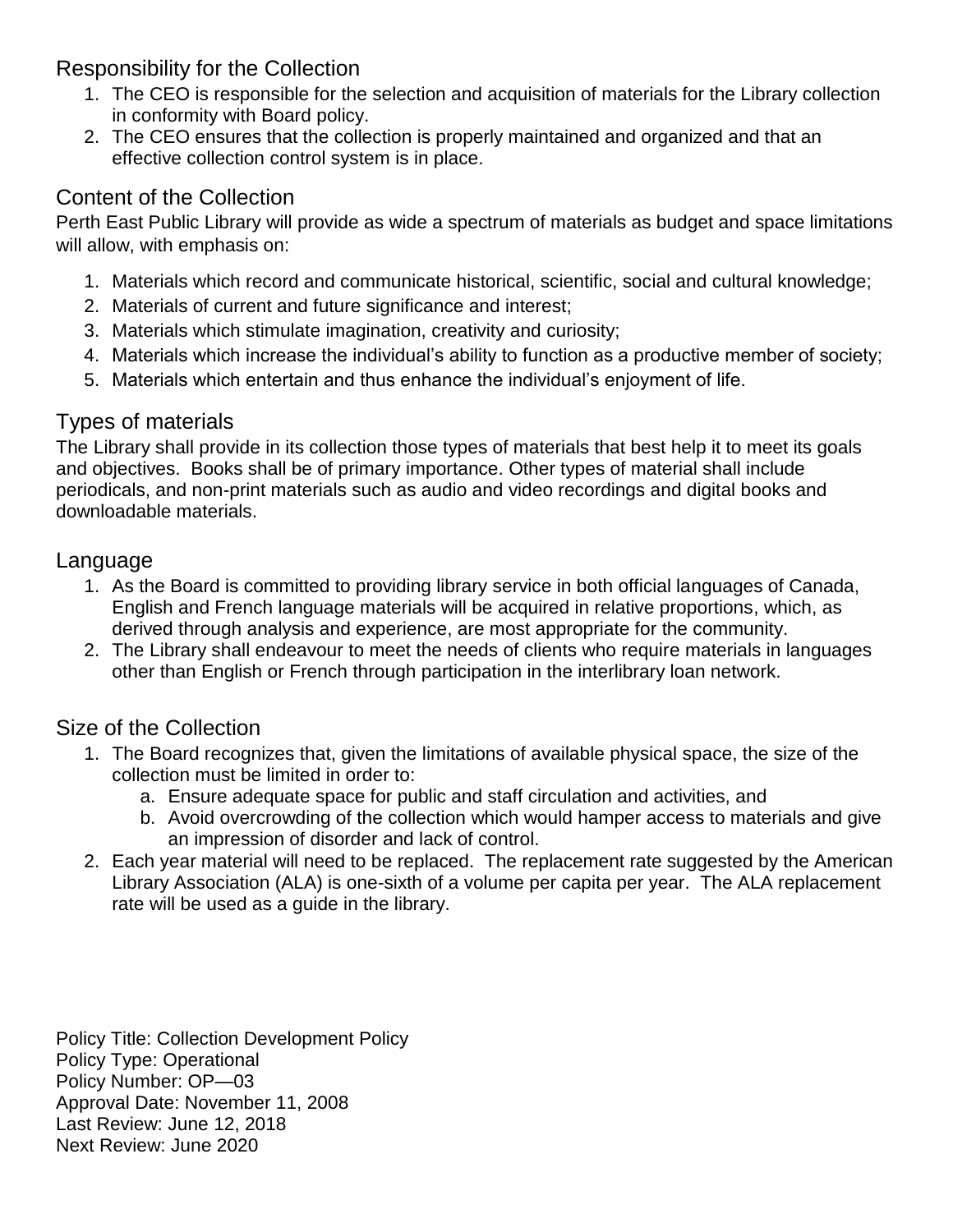## Responsibility for the Collection

1. The CEO is responsible for the selection and acquisition of materials for the Library collection in conformity with Board policy.
2. The CEO ensures that the collection is properly maintained and organized and that an effective collection control system is in place.

## Content of the Collection

Perth East Public Library will provide as wide a spectrum of materials as budget and space limitations will allow, with emphasis on:

1. Materials which record and communicate historical, scientific, social and cultural knowledge;
2. Materials of current and future significance and interest;
3. Materials which stimulate imagination, creativity and curiosity;
4. Materials which increase the individual's ability to function as a productive member of society;
5. Materials which entertain and thus enhance the individual's enjoyment of life.

## Types of materials

The Library shall provide in its collection those types of materials that best help it to meet its goals and objectives. Books shall be of primary importance. Other types of material shall include periodicals, and non-print materials such as audio and video recordings and digital books and downloadable materials.

## Language

1. As the Board is committed to providing library service in both official languages of Canada, English and French language materials will be acquired in relative proportions, which, as derived through analysis and experience, are most appropriate for the community.
2. The Library shall endeavour to meet the needs of clients who require materials in languages other than English or French through participation in the interlibrary loan network.

## Size of the Collection

1. The Board recognizes that, given the limitations of available physical space, the size of the collection must be limited in order to:
   a. Ensure adequate space for public and staff circulation and activities, and
   b. Avoid overcrowding of the collection which would hamper access to materials and give an impression of disorder and lack of control.
2. Each year material will need to be replaced. The replacement rate suggested by the American Library Association (ALA) is one-sixth of a volume per capita per year. The ALA replacement rate will be used as a guide in the library.

Policy Title: Collection Development Policy
Policy Type: Operational
Policy Number: OP—03
Approval Date: November 11, 2008
Last Review: June 12, 2018
Next Review: June 2020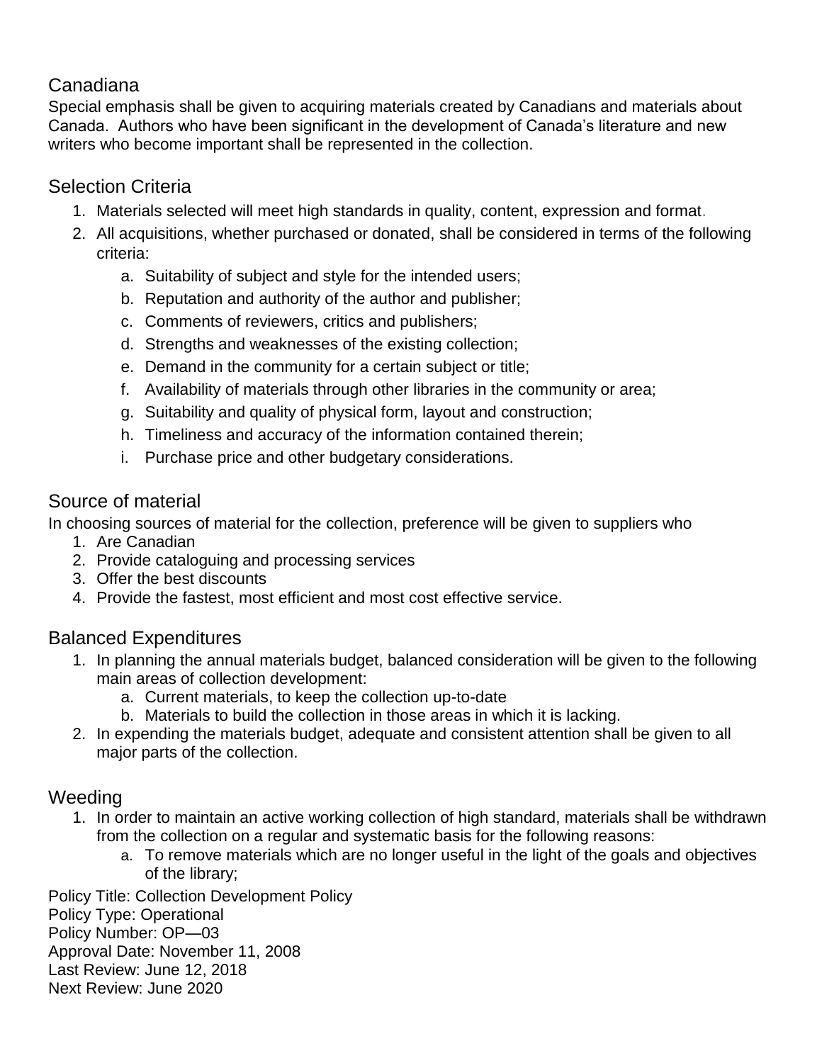## Canadiana

Special emphasis shall be given to acquiring materials created by Canadians and materials about Canada. Authors who have been significant in the development of Canada's literature and new writers who become important shall be represented in the collection.

## Selection Criteria

1. Materials selected will meet high standards in quality, content, expression and format.
2. All acquisitions, whether purchased or donated, shall be considered in terms of the following criteria:
    a. Suitability of subject and style for the intended users;
    b. Reputation and authority of the author and publisher;
    c. Comments of reviewers, critics and publishers;
    d. Strengths and weaknesses of the existing collection;
    e. Demand in the community for a certain subject or title;
    f. Availability of materials through other libraries in the community or area;
    g. Suitability and quality of physical form, layout and construction;
    h. Timeliness and accuracy of the information contained therein;
    i. Purchase price and other budgetary considerations.

## Source of material

In choosing sources of material for the collection, preference will be given to suppliers who

1. Are Canadian
2. Provide cataloguing and processing services
3. Offer the best discounts
4. Provide the fastest, most efficient and most cost effective service.

## Balanced Expenditures

1. In planning the annual materials budget, balanced consideration will be given to the following main areas of collection development:
    a. Current materials, to keep the collection up-to-date
    b. Materials to build the collection in those areas in which it is lacking.
2. In expending the materials budget, adequate and consistent attention shall be given to all major parts of the collection.

## Weeding

1. In order to maintain an active working collection of high standard, materials shall be withdrawn from the collection on a regular and systematic basis for the following reasons:
    a. To remove materials which are no longer useful in the light of the goals and objectives of the library;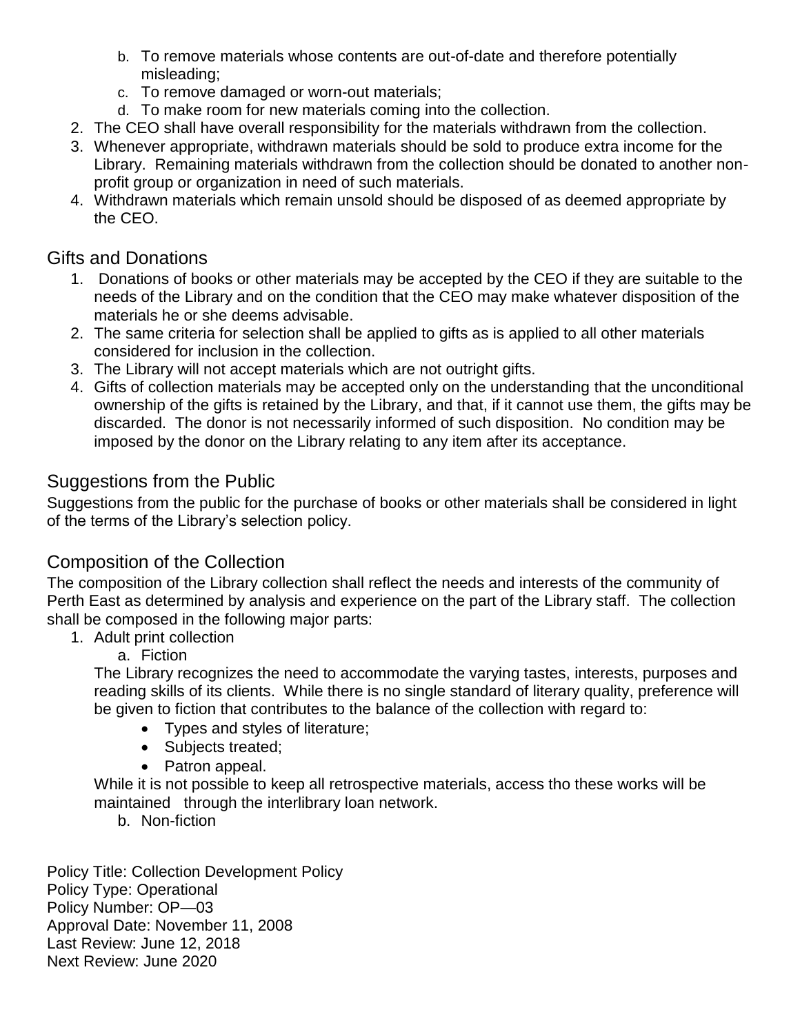b. To remove materials whose contents are out-of-date and therefore potentially misleading;
   c. To remove damaged or worn-out materials;
   d. To make room for new materials coming into the collection.
2. The CEO shall have overall responsibility for the materials withdrawn from the collection.
3. Whenever appropriate, withdrawn materials should be sold to produce extra income for the Library. Remaining materials withdrawn from the collection should be donated to another non-profit group or organization in need of such materials.
4. Withdrawn materials which remain unsold should be disposed of as deemed appropriate by the CEO.

## Gifts and Donations

1. Donations of books or other materials may be accepted by the CEO if they are suitable to the needs of the Library and on the condition that the CEO may make whatever disposition of the materials he or she deems advisable.
2. The same criteria for selection shall be applied to gifts as is applied to all other materials considered for inclusion in the collection.
3. The Library will not accept materials which are not outright gifts.
4. Gifts of collection materials may be accepted only on the understanding that the unconditional ownership of the gifts is retained by the Library, and that, if it cannot use them, the gifts may be discarded. The donor is not necessarily informed of such disposition. No condition may be imposed by the donor on the Library relating to any item after its acceptance.

## Suggestions from the Public

Suggestions from the public for the purchase of books or other materials shall be considered in light of the terms of the Library's selection policy.

## Composition of the Collection

The composition of the Library collection shall reflect the needs and interests of the community of Perth East as determined by analysis and experience on the part of the Library staff. The collection shall be composed in the following major parts:

1. Adult print collection
   a. Fiction

   The Library recognizes the need to accommodate the varying tastes, interests, purposes and reading skills of its clients. While there is no single standard of literary quality, preference will be given to fiction that contributes to the balance of the collection with regard to:

   - Types and styles of literature;
   - Subjects treated;
   - Patron appeal.

   While it is not possible to keep all retrospective materials, access tho these works will be maintained through the interlibrary loan network.

   b. Non-fiction

Policy Title: Collection Development Policy
Policy Type: Operational
Policy Number: OP—03
Approval Date: November 11, 2008
Last Review: June 12, 2018
Next Review: June 2020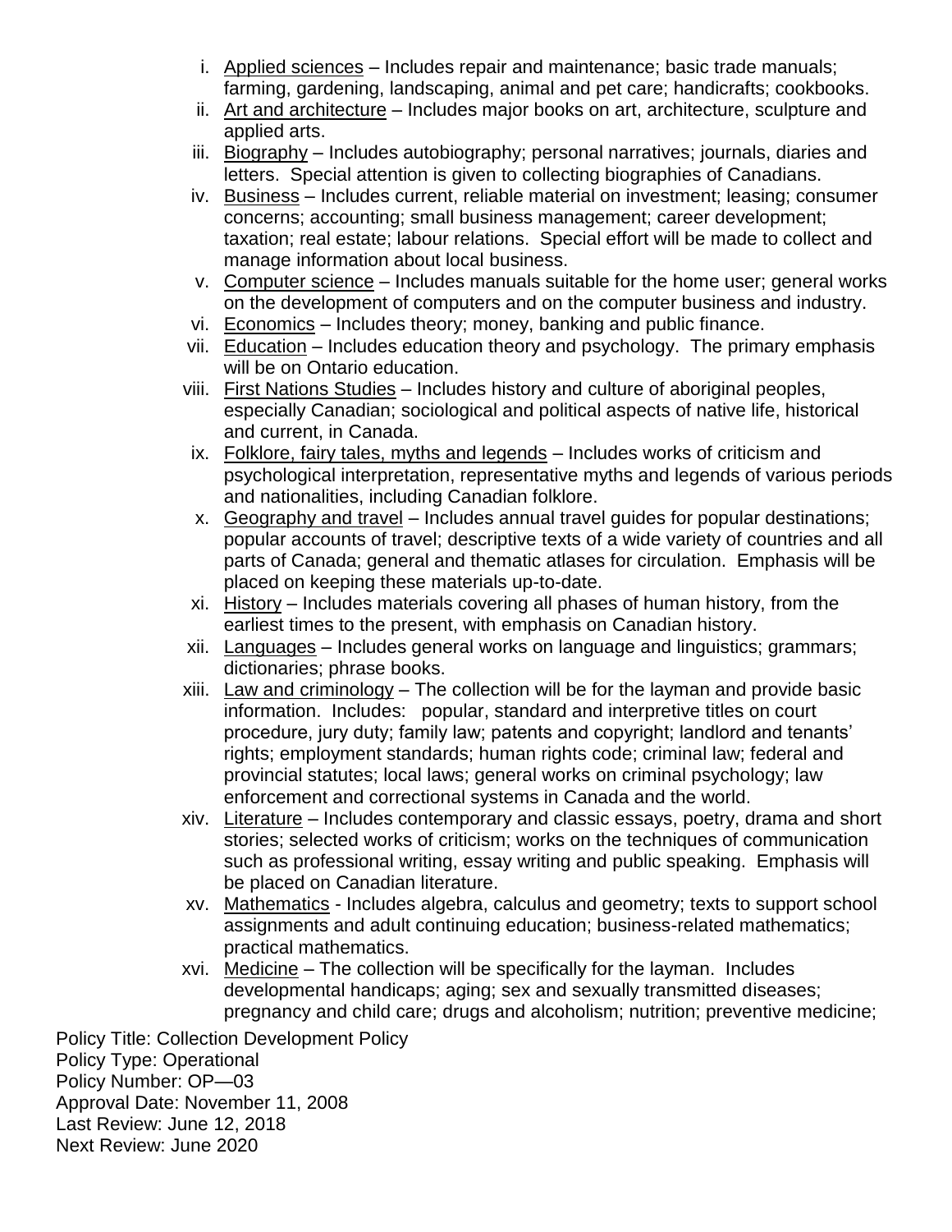i. Applied sciences – Includes repair and maintenance; basic trade manuals; farming, gardening, landscaping, animal and pet care; handicrafts; cookbooks.

ii. Art and architecture – Includes major books on art, architecture, sculpture and applied arts.

iii. Biography – Includes autobiography; personal narratives; journals, diaries and letters. Special attention is given to collecting biographies of Canadians.

iv. Business – Includes current, reliable material on investment; leasing; consumer concerns; accounting; small business management; career development; taxation; real estate; labour relations. Special effort will be made to collect and manage information about local business.

v. Computer science – Includes manuals suitable for the home user; general works on the development of computers and on the computer business and industry.

vi. Economics – Includes theory; money, banking and public finance.

vii. Education – Includes education theory and psychology. The primary emphasis will be on Ontario education.

viii. First Nations Studies – Includes history and culture of aboriginal peoples, especially Canadian; sociological and political aspects of native life, historical and current, in Canada.

ix. Folklore, fairy tales, myths and legends – Includes works of criticism and psychological interpretation, representative myths and legends of various periods and nationalities, including Canadian folklore.

x. Geography and travel – Includes annual travel guides for popular destinations; popular accounts of travel; descriptive texts of a wide variety of countries and all parts of Canada; general and thematic atlases for circulation. Emphasis will be placed on keeping these materials up-to-date.

xi. History – Includes materials covering all phases of human history, from the earliest times to the present, with emphasis on Canadian history.

xii. Languages – Includes general works on language and linguistics; grammars; dictionaries; phrase books.

xiii. Law and criminology – The collection will be for the layman and provide basic information. Includes: popular, standard and interpretive titles on court procedure, jury duty; family law; patents and copyright; landlord and tenants' rights; employment standards; human rights code; criminal law; federal and provincial statutes; local laws; general works on criminal psychology; law enforcement and correctional systems in Canada and the world.

xiv. Literature – Includes contemporary and classic essays, poetry, drama and short stories; selected works of criticism; works on the techniques of communication such as professional writing, essay writing and public speaking. Emphasis will be placed on Canadian literature.

xv. Mathematics - Includes algebra, calculus and geometry; texts to support school assignments and adult continuing education; business-related mathematics; practical mathematics.

xvi. Medicine – The collection will be specifically for the layman. Includes developmental handicaps; aging; sex and sexually transmitted diseases; pregnancy and child care; drugs and alcoholism; nutrition; preventive medicine;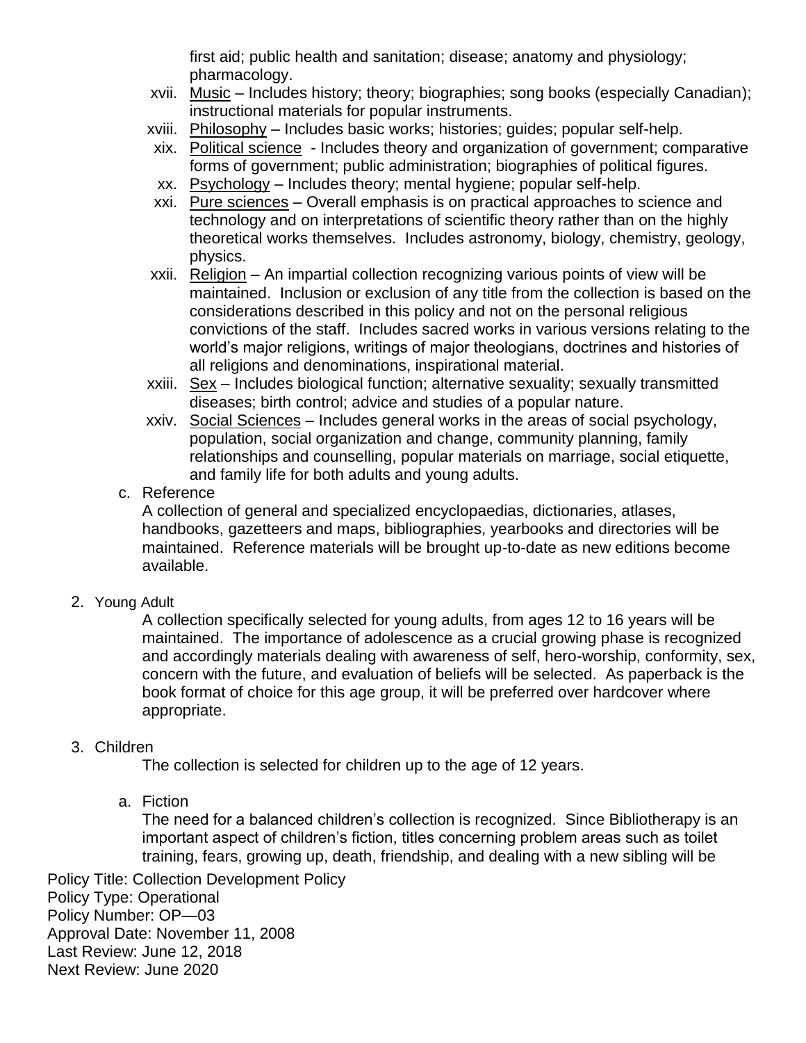first aid; public health and sanitation; disease; anatomy and physiology; pharmacology.

xvii. Music – Includes history; theory; biographies; song books (especially Canadian); instructional materials for popular instruments.

xviii. Philosophy – Includes basic works; histories; guides; popular self-help.

xix. Political science - Includes theory and organization of government; comparative forms of government; public administration; biographies of political figures.

xx. Psychology – Includes theory; mental hygiene; popular self-help.

xxi. Pure sciences – Overall emphasis is on practical approaches to science and technology and on interpretations of scientific theory rather than on the highly theoretical works themselves. Includes astronomy, biology, chemistry, geology, physics.

xxii. Religion – An impartial collection recognizing various points of view will be maintained. Inclusion or exclusion of any title from the collection is based on the considerations described in this policy and not on the personal religious convictions of the staff. Includes sacred works in various versions relating to the world's major religions, writings of major theologians, doctrines and histories of all religions and denominations, inspirational material.

xxiii. Sex – Includes biological function; alternative sexuality; sexually transmitted diseases; birth control; advice and studies of a popular nature.

xxiv. Social Sciences – Includes general works in the areas of social psychology, population, social organization and change, community planning, family relationships and counselling, popular materials on marriage, social etiquette, and family life for both adults and young adults.

c. Reference

A collection of general and specialized encyclopaedias, dictionaries, atlases, handbooks, gazetteers and maps, bibliographies, yearbooks and directories will be maintained. Reference materials will be brought up-to-date as new editions become available.

2. Young Adult

A collection specifically selected for young adults, from ages 12 to 16 years will be maintained. The importance of adolescence as a crucial growing phase is recognized and accordingly materials dealing with awareness of self, hero-worship, conformity, sex, concern with the future, and evaluation of beliefs will be selected. As paperback is the book format of choice for this age group, it will be preferred over hardcover where appropriate.

3. Children

The collection is selected for children up to the age of 12 years.

a. Fiction

The need for a balanced children's collection is recognized. Since Bibliotherapy is an important aspect of children's fiction, titles concerning problem areas such as toilet training, fears, growing up, death, friendship, and dealing with a new sibling will be

Policy Title: Collection Development Policy
Policy Type: Operational
Policy Number: OP—03
Approval Date: November 11, 2008
Last Review: June 12, 2018
Next Review: June 2020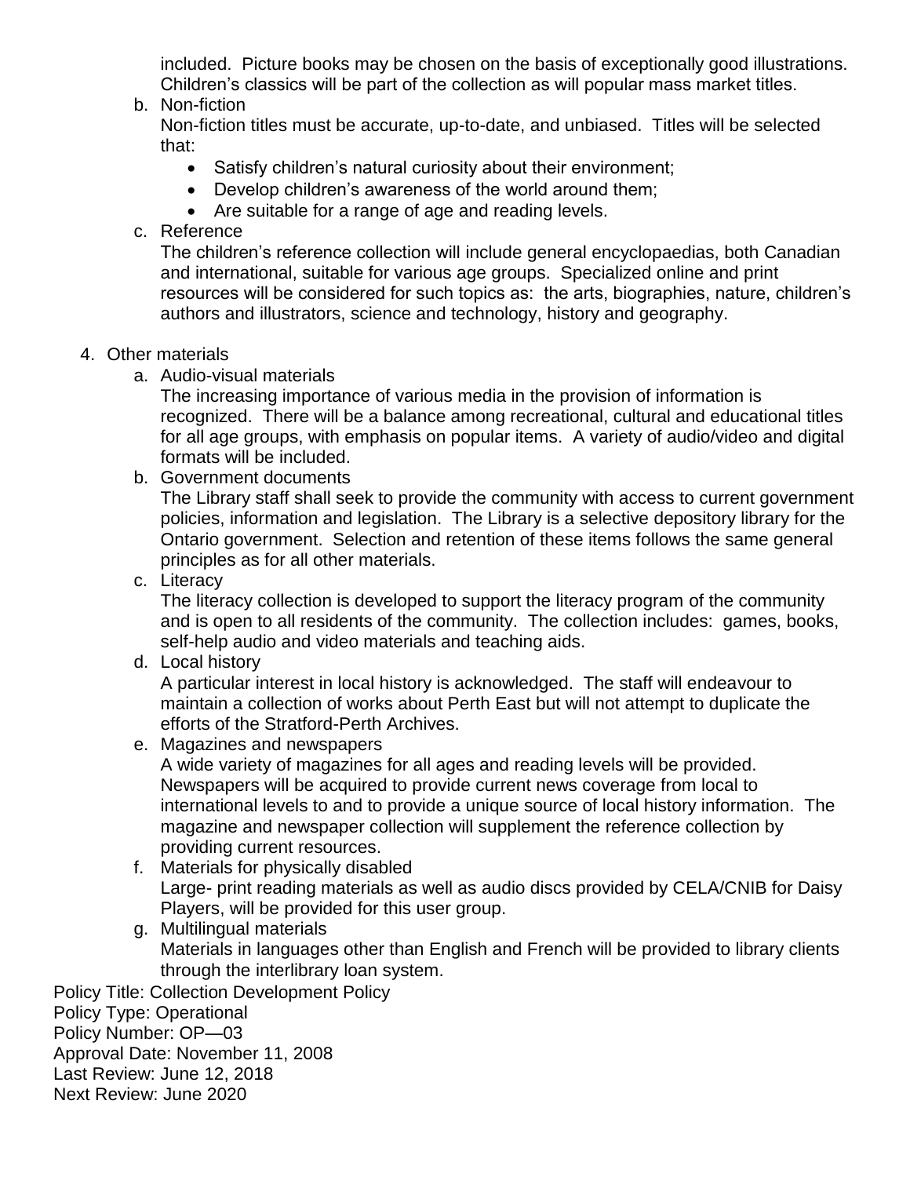included. Picture books may be chosen on the basis of exceptionally good illustrations. Children's classics will be part of the collection as will popular mass market titles.

b. Non-fiction

   Non-fiction titles must be accurate, up-to-date, and unbiased. Titles will be selected that:

   - Satisfy children's natural curiosity about their environment;
   - Develop children's awareness of the world around them;
   - Are suitable for a range of age and reading levels.

c. Reference

   The children's reference collection will include general encyclopaedias, both Canadian and international, suitable for various age groups. Specialized online and print resources will be considered for such topics as: the arts, biographies, nature, children's authors and illustrators, science and technology, history and geography.

4. Other materials

   a. Audio-visual materials

      The increasing importance of various media in the provision of information is recognized. There will be a balance among recreational, cultural and educational titles for all age groups, with emphasis on popular items. A variety of audio/video and digital formats will be included.

   b. Government documents

      The Library staff shall seek to provide the community with access to current government policies, information and legislation. The Library is a selective depository library for the Ontario government. Selection and retention of these items follows the same general principles as for all other materials.

   c. Literacy

      The literacy collection is developed to support the literacy program of the community and is open to all residents of the community. The collection includes: games, books, self-help audio and video materials and teaching aids.

   d. Local history

      A particular interest in local history is acknowledged. The staff will endeavour to maintain a collection of works about Perth East but will not attempt to duplicate the efforts of the Stratford-Perth Archives.

   e. Magazines and newspapers

      A wide variety of magazines for all ages and reading levels will be provided. Newspapers will be acquired to provide current news coverage from local to international levels to and to provide a unique source of local history information. The magazine and newspaper collection will supplement the reference collection by providing current resources.

   f. Materials for physically disabled

      Large- print reading materials as well as audio discs provided by CELA/CNIB for Daisy Players, will be provided for this user group.

   g. Multilingual materials

      Materials in languages other than English and French will be provided to library clients through the interlibrary loan system.

Policy Title: Collection Development Policy
Policy Type: Operational
Policy Number: OP—03
Approval Date: November 11, 2008
Last Review: June 12, 2018
Next Review: June 2020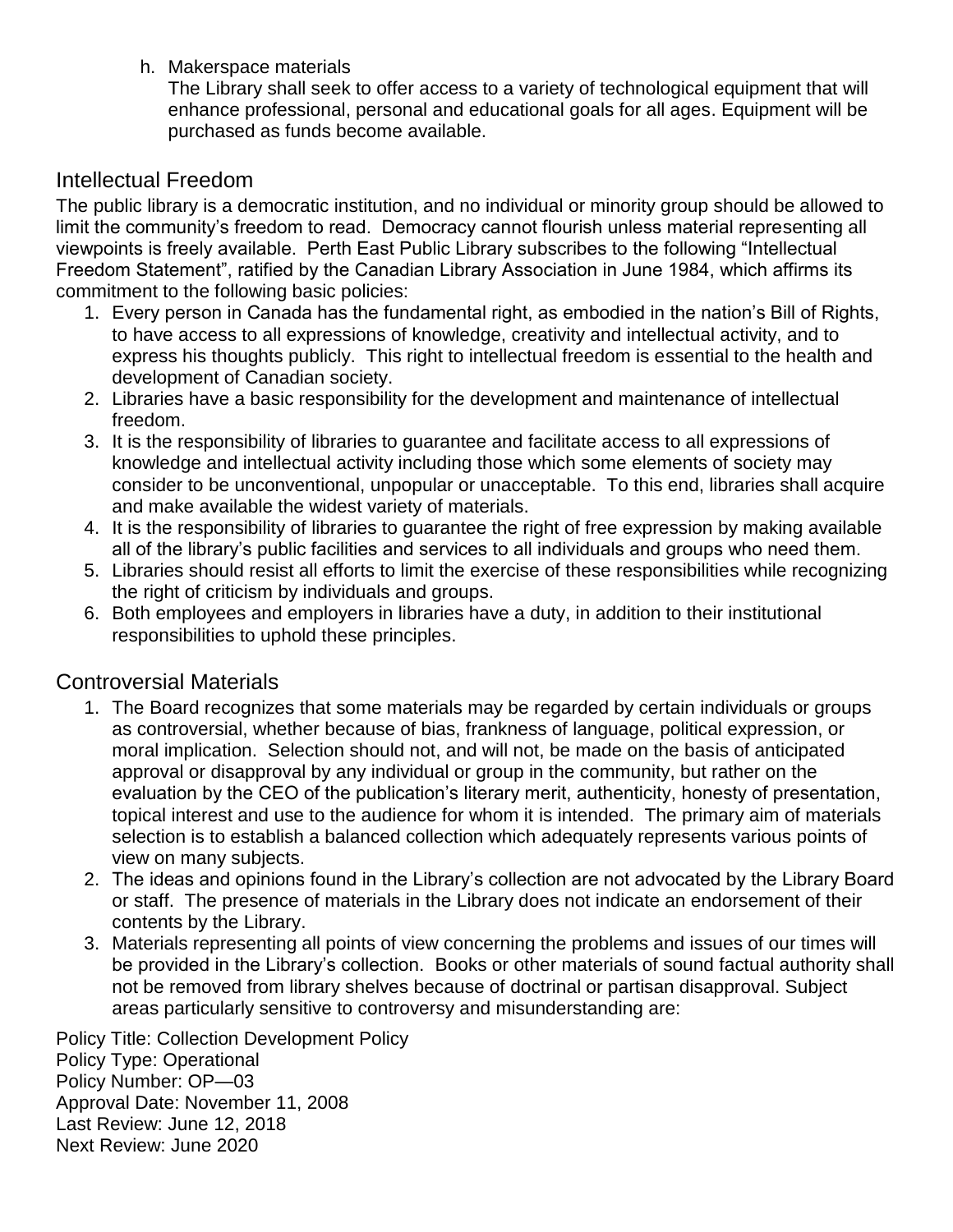h. Makerspace materials

   The Library shall seek to offer access to a variety of technological equipment that will enhance professional, personal and educational goals for all ages. Equipment will be purchased as funds become available.

## Intellectual Freedom

The public library is a democratic institution, and no individual or minority group should be allowed to limit the community's freedom to read. Democracy cannot flourish unless material representing all viewpoints is freely available. Perth East Public Library subscribes to the following "Intellectual Freedom Statement", ratified by the Canadian Library Association in June 1984, which affirms its commitment to the following basic policies:

1. Every person in Canada has the fundamental right, as embodied in the nation's Bill of Rights, to have access to all expressions of knowledge, creativity and intellectual activity, and to express his thoughts publicly. This right to intellectual freedom is essential to the health and development of Canadian society.
2. Libraries have a basic responsibility for the development and maintenance of intellectual freedom.
3. It is the responsibility of libraries to guarantee and facilitate access to all expressions of knowledge and intellectual activity including those which some elements of society may consider to be unconventional, unpopular or unacceptable. To this end, libraries shall acquire and make available the widest variety of materials.
4. It is the responsibility of libraries to guarantee the right of free expression by making available all of the library's public facilities and services to all individuals and groups who need them.
5. Libraries should resist all efforts to limit the exercise of these responsibilities while recognizing the right of criticism by individuals and groups.
6. Both employees and employers in libraries have a duty, in addition to their institutional responsibilities to uphold these principles.

## Controversial Materials

1. The Board recognizes that some materials may be regarded by certain individuals or groups as controversial, whether because of bias, frankness of language, political expression, or moral implication. Selection should not, and will not, be made on the basis of anticipated approval or disapproval by any individual or group in the community, but rather on the evaluation by the CEO of the publication's literary merit, authenticity, honesty of presentation, topical interest and use to the audience for whom it is intended. The primary aim of materials selection is to establish a balanced collection which adequately represents various points of view on many subjects.
2. The ideas and opinions found in the Library's collection are not advocated by the Library Board or staff. The presence of materials in the Library does not indicate an endorsement of their contents by the Library.
3. Materials representing all points of view concerning the problems and issues of our times will be provided in the Library's collection. Books or other materials of sound factual authority shall not be removed from library shelves because of doctrinal or partisan disapproval. Subject areas particularly sensitive to controversy and misunderstanding are:

Policy Title: Collection Development Policy
Policy Type: Operational
Policy Number: OP—03
Approval Date: November 11, 2008
Last Review: June 12, 2018
Next Review: June 2020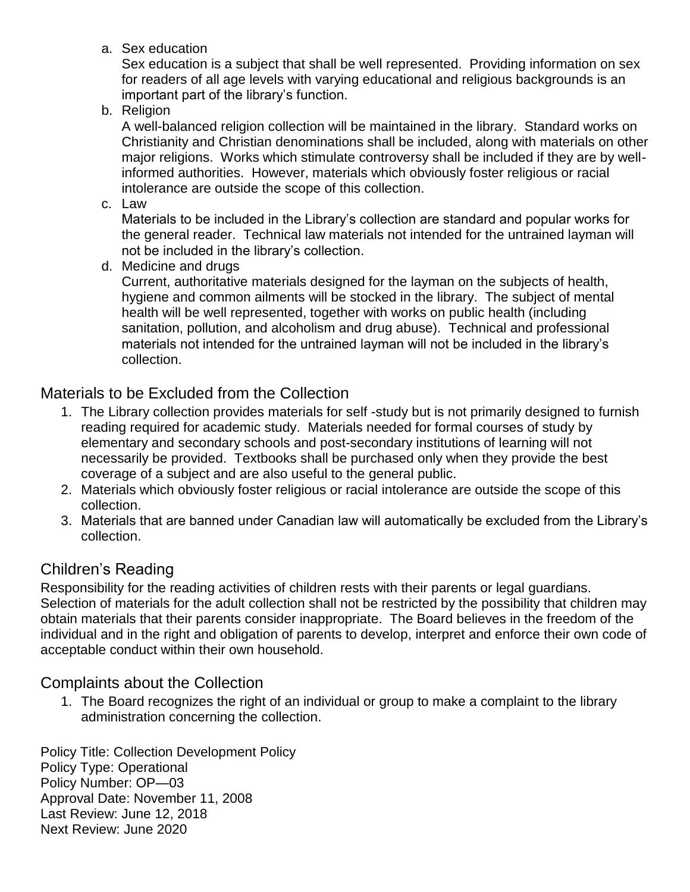a. Sex education

   Sex education is a subject that shall be well represented. Providing information on sex for readers of all age levels with varying educational and religious backgrounds is an important part of the library's function.

b. Religion

   A well-balanced religion collection will be maintained in the library. Standard works on Christianity and Christian denominations shall be included, along with materials on other major religions. Works which stimulate controversy shall be included if they are by well-informed authorities. However, materials which obviously foster religious or racial intolerance are outside the scope of this collection.

c. Law

   Materials to be included in the Library's collection are standard and popular works for the general reader. Technical law materials not intended for the untrained layman will not be included in the library's collection.

d. Medicine and drugs

   Current, authoritative materials designed for the layman on the subjects of health, hygiene and common ailments will be stocked in the library. The subject of mental health will be well represented, together with works on public health (including sanitation, pollution, and alcoholism and drug abuse). Technical and professional materials not intended for the untrained layman will not be included in the library's collection.

## Materials to be Excluded from the Collection

1. The Library collection provides materials for self -study but is not primarily designed to furnish reading required for academic study. Materials needed for formal courses of study by elementary and secondary schools and post-secondary institutions of learning will not necessarily be provided. Textbooks shall be purchased only when they provide the best coverage of a subject and are also useful to the general public.
2. Materials which obviously foster religious or racial intolerance are outside the scope of this collection.
3. Materials that are banned under Canadian law will automatically be excluded from the Library's collection.

## Children's Reading

Responsibility for the reading activities of children rests with their parents or legal guardians. Selection of materials for the adult collection shall not be restricted by the possibility that children may obtain materials that their parents consider inappropriate. The Board believes in the freedom of the individual and in the right and obligation of parents to develop, interpret and enforce their own code of acceptable conduct within their own household.

## Complaints about the Collection

1. The Board recognizes the right of an individual or group to make a complaint to the library administration concerning the collection.

Policy Title: Collection Development Policy
Policy Type: Operational
Policy Number: OP—03
Approval Date: November 11, 2008
Last Review: June 12, 2018
Next Review: June 2020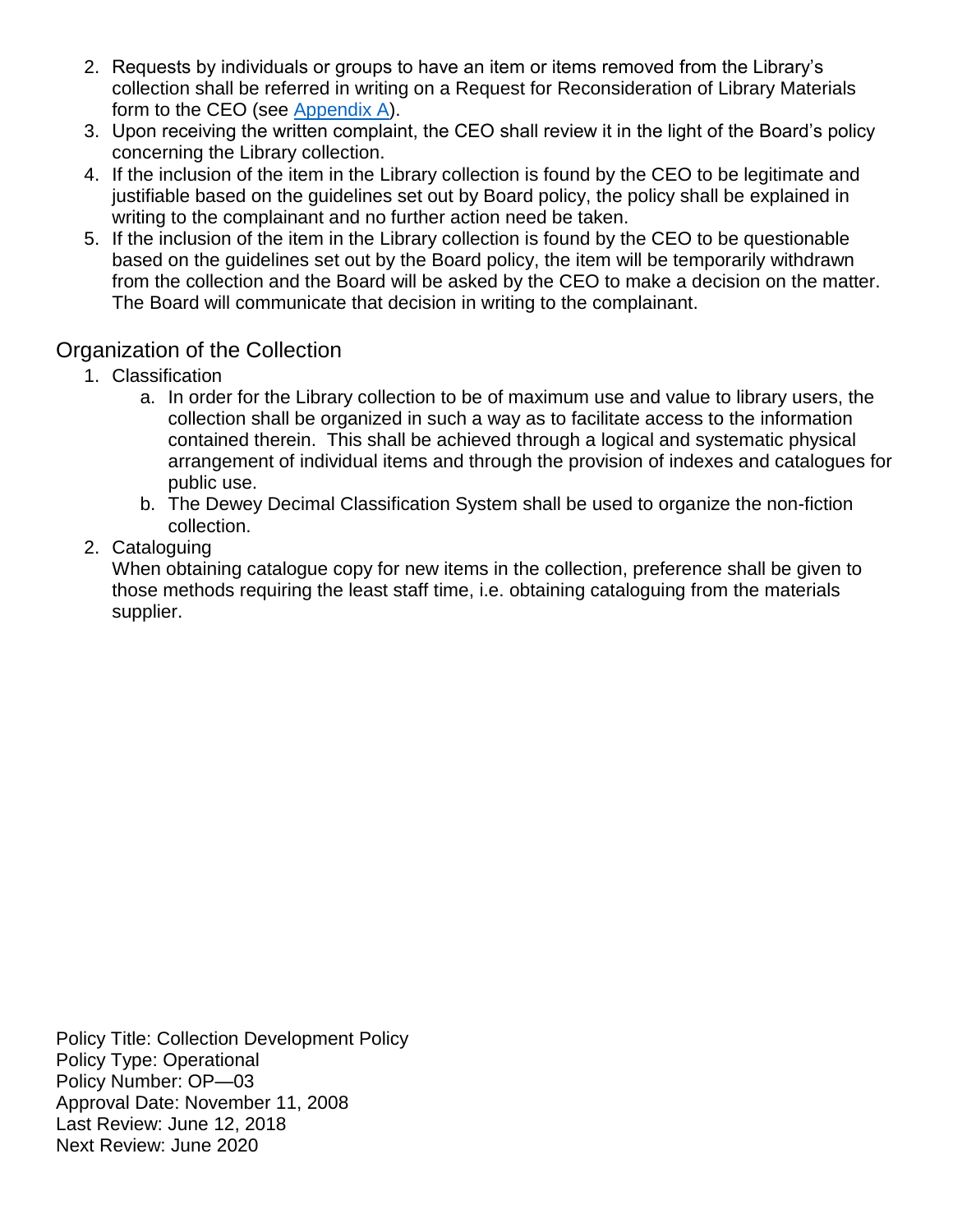2. Requests by individuals or groups to have an item or items removed from the Library's collection shall be referred in writing on a Request for Reconsideration of Library Materials form to the CEO (see [Appendix A](#)).
3. Upon receiving the written complaint, the CEO shall review it in the light of the Board's policy concerning the Library collection.
4. If the inclusion of the item in the Library collection is found by the CEO to be legitimate and justifiable based on the guidelines set out by Board policy, the policy shall be explained in writing to the complainant and no further action need be taken.
5. If the inclusion of the item in the Library collection is found by the CEO to be questionable based on the guidelines set out by the Board policy, the item will be temporarily withdrawn from the collection and the Board will be asked by the CEO to make a decision on the matter. The Board will communicate that decision in writing to the complainant.

## Organization of the Collection

1. Classification
    a. In order for the Library collection to be of maximum use and value to library users, the collection shall be organized in such a way as to facilitate access to the information contained therein. This shall be achieved through a logical and systematic physical arrangement of individual items and through the provision of indexes and catalogues for public use.
    b. The Dewey Decimal Classification System shall be used to organize the non-fiction collection.
2. Cataloguing
   When obtaining catalogue copy for new items in the collection, preference shall be given to those methods requiring the least staff time, i.e. obtaining cataloguing from the materials supplier.

Policy Title: Collection Development Policy
Policy Type: Operational
Policy Number: OP—03
Approval Date: November 11, 2008
Last Review: June 12, 2018
Next Review: June 2020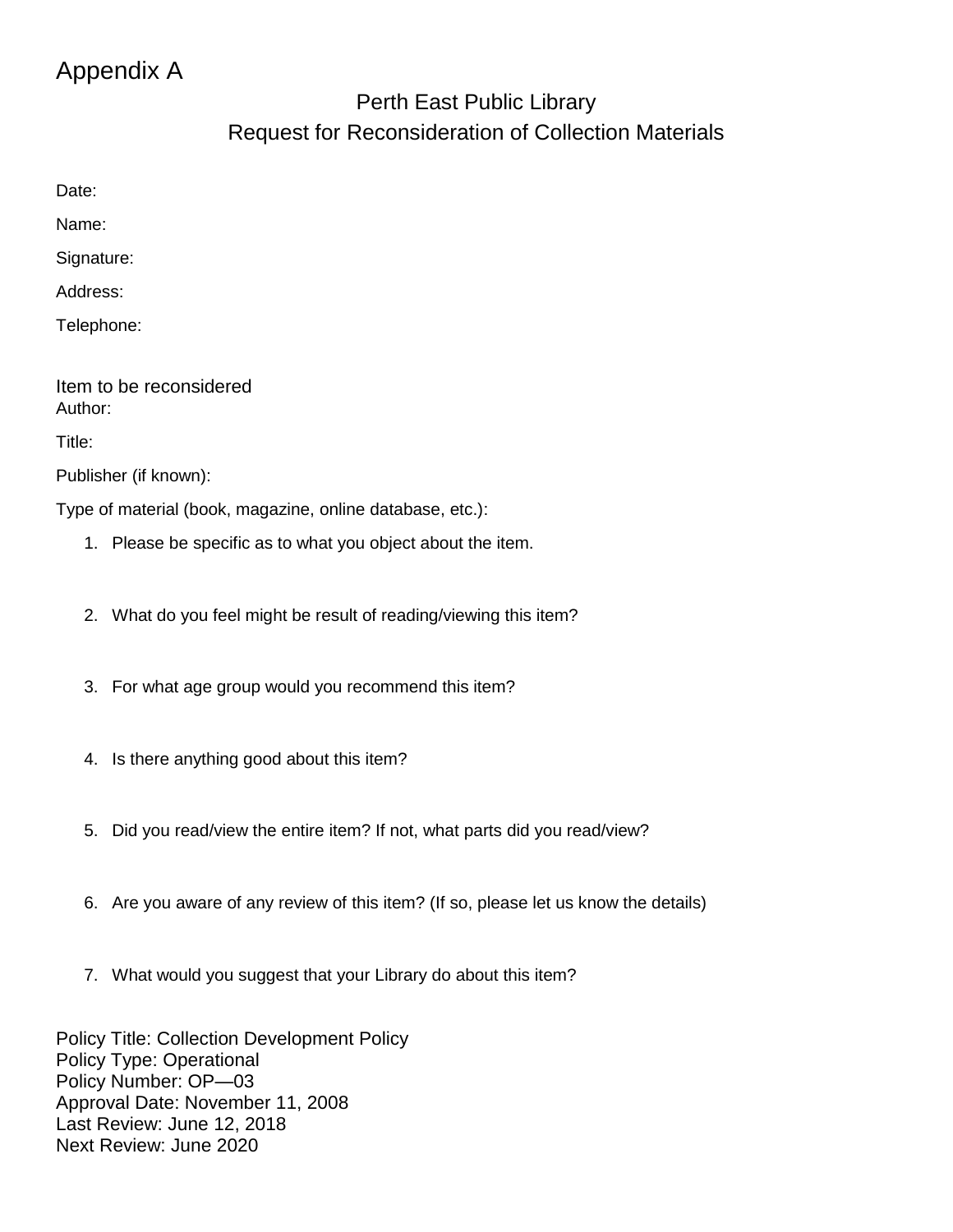Appendix A

# Perth East Public Library

## Request for Reconsideration of Collection Materials

Date:

Name:

Signature:

Address:

Telephone:

Item to be reconsidered

Author:

Title:

Publisher (if known):

Type of material (book, magazine, online database, etc.):

1. Please be specific as to what you object about the item.
2. What do you feel might be result of reading/viewing this item?
3. For what age group would you recommend this item?
4. Is there anything good about this item?
5. Did you read/view the entire item? If not, what parts did you read/view?
6. Are you aware of any review of this item? (If so, please let us know the details)
7. What would you suggest that your Library do about this item?

Policy Title: Collection Development Policy
Policy Type: Operational
Policy Number: OP—03
Approval Date: November 11, 2008
Last Review: June 12, 2018
Next Review: June 2020